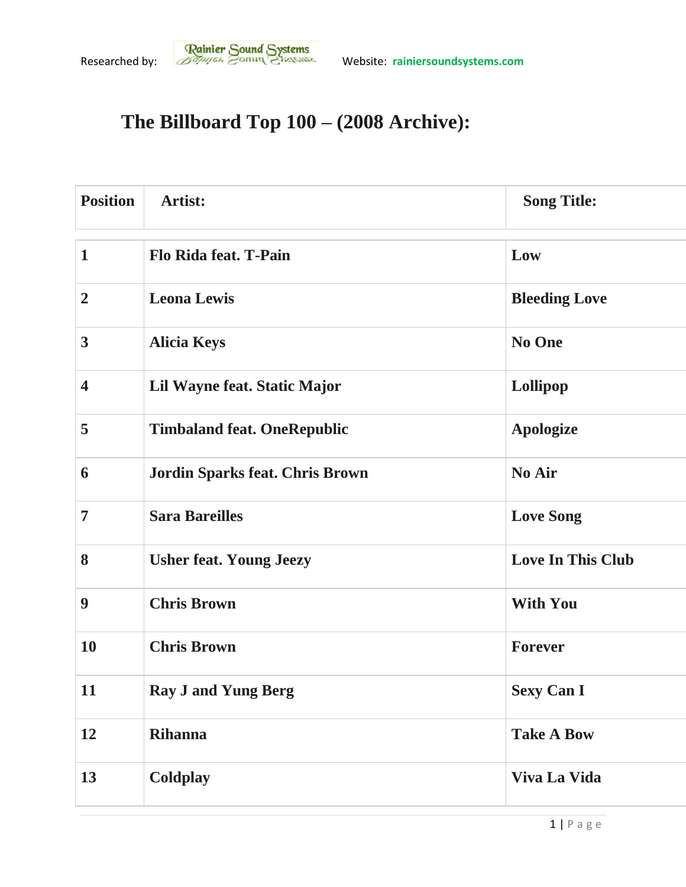Researched by: Rainier Sound Systems Website: rainiersoundsystems.com

# The Billboard Top 100 – (2008 Archive):

| Position | Artist: | Song Title: |
|---|---|---|
| 1 | Flo Rida feat. T-Pain | Low |
| 2 | Leona Lewis | Bleeding Love |
| 3 | Alicia Keys | No One |
| 4 | Lil Wayne feat. Static Major | Lollipop |
| 5 | Timbaland feat. OneRepublic | Apologize |
| 6 | Jordin Sparks feat. Chris Brown | No Air |
| 7 | Sara Bareilles | Love Song |
| 8 | Usher feat. Young Jeezy | Love In This Club |
| 9 | Chris Brown | With You |
| 10 | Chris Brown | Forever |
| 11 | Ray J and Yung Berg | Sexy Can I |
| 12 | Rihanna | Take A Bow |
| 13 | Coldplay | Viva La Vida |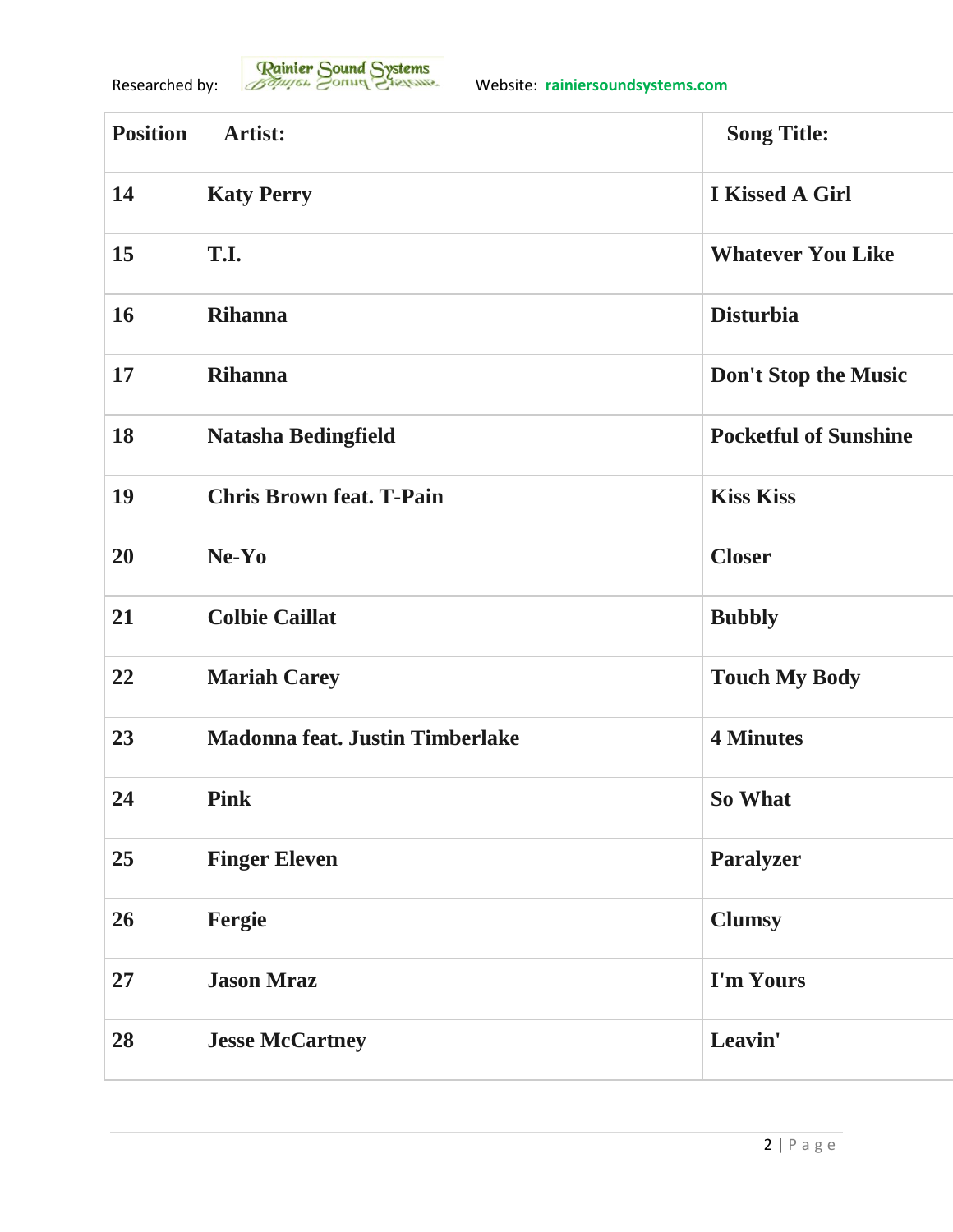Researched by: Rainier Sound Systems Website: rainiersoundsystems.com

| Position | Artist: | Song Title: |
|---|---|---|
| 14 | Katy Perry | I Kissed A Girl |
| 15 | T.I. | Whatever You Like |
| 16 | Rihanna | Disturbia |
| 17 | Rihanna | Don't Stop the Music |
| 18 | Natasha Bedingfield | Pocketful of Sunshine |
| 19 | Chris Brown feat. T-Pain | Kiss Kiss |
| 20 | Ne-Yo | Closer |
| 21 | Colbie Caillat | Bubbly |
| 22 | Mariah Carey | Touch My Body |
| 23 | Madonna feat. Justin Timberlake | 4 Minutes |
| 24 | Pink | So What |
| 25 | Finger Eleven | Paralyzer |
| 26 | Fergie | Clumsy |
| 27 | Jason Mraz | I'm Yours |
| 28 | Jesse McCartney | Leavin' |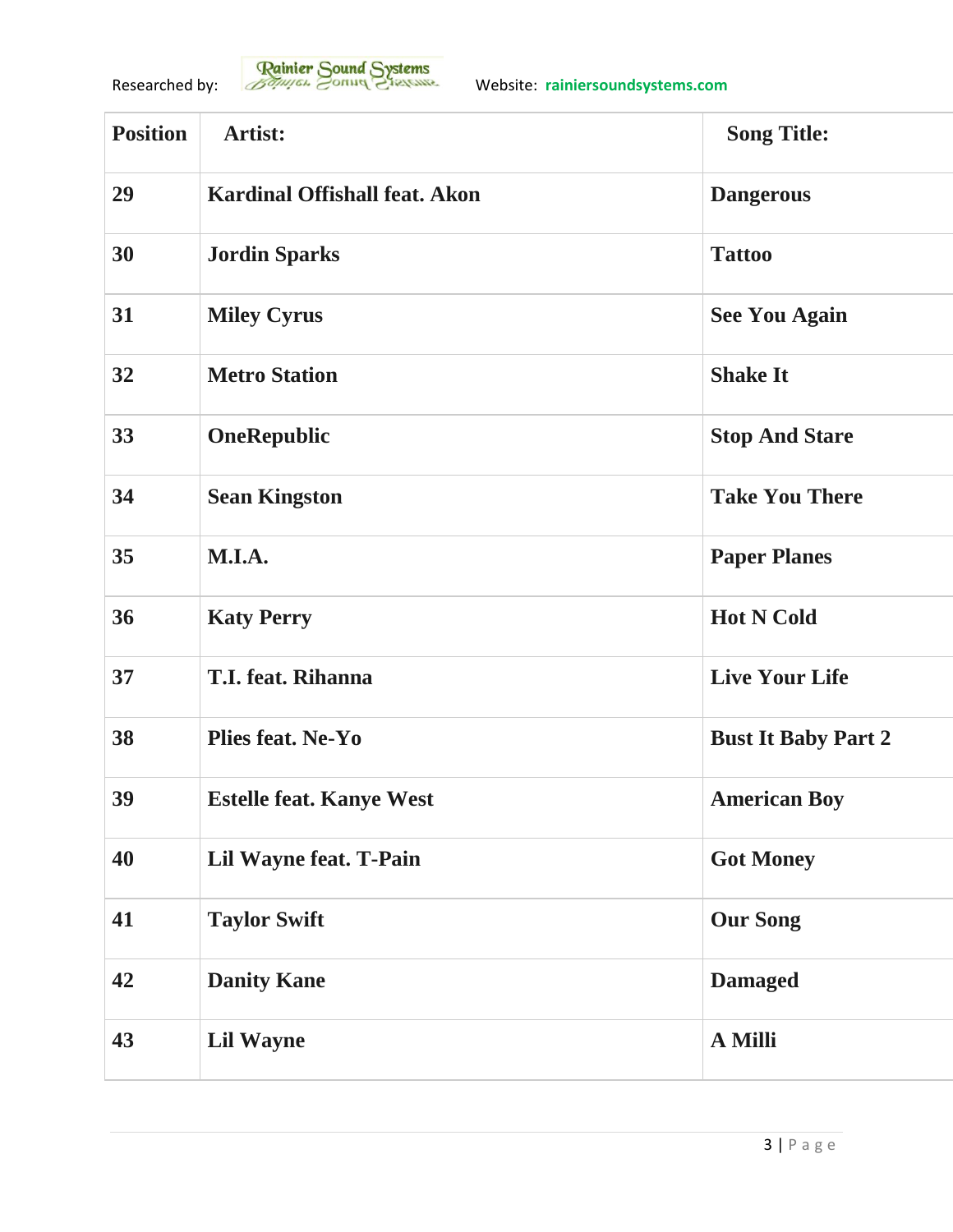Researched by: Rainier Sound Systems Website: rainiersoundsystems.com

| Position | Artist: | Song Title: |
| --- | --- | --- |
| 29 | Kardinal Offishall feat. Akon | Dangerous |
| 30 | Jordin Sparks | Tattoo |
| 31 | Miley Cyrus | See You Again |
| 32 | Metro Station | Shake It |
| 33 | OneRepublic | Stop And Stare |
| 34 | Sean Kingston | Take You There |
| 35 | M.I.A. | Paper Planes |
| 36 | Katy Perry | Hot N Cold |
| 37 | T.I. feat. Rihanna | Live Your Life |
| 38 | Plies feat. Ne-Yo | Bust It Baby Part 2 |
| 39 | Estelle feat. Kanye West | American Boy |
| 40 | Lil Wayne feat. T-Pain | Got Money |
| 41 | Taylor Swift | Our Song |
| 42 | Danity Kane | Damaged |
| 43 | Lil Wayne | A Milli |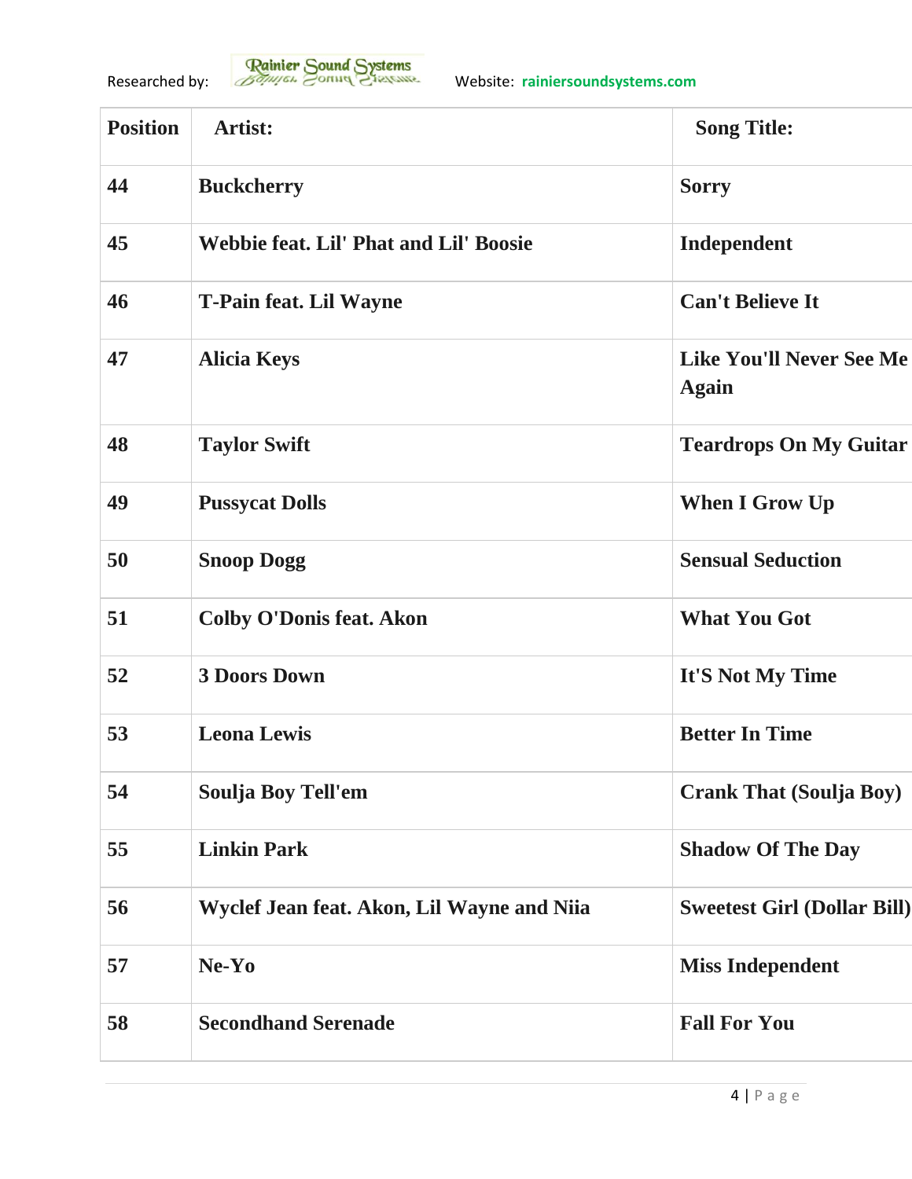| Position | Artist: | Song Title: |
|---|---|---|
| 44 | Buckcherry | Sorry |
| 45 | Webbie feat. Lil' Phat and Lil' Boosie | Independent |
| 46 | T-Pain feat. Lil Wayne | Can't Believe It |
| 47 | Alicia Keys | Like You'll Never See Me Again |
| 48 | Taylor Swift | Teardrops On My Guitar |
| 49 | Pussycat Dolls | When I Grow Up |
| 50 | Snoop Dogg | Sensual Seduction |
| 51 | Colby O'Donis feat. Akon | What You Got |
| 52 | 3 Doors Down | It'S Not My Time |
| 53 | Leona Lewis | Better In Time |
| 54 | Soulja Boy Tell'em | Crank That (Soulja Boy) |
| 55 | Linkin Park | Shadow Of The Day |
| 56 | Wyclef Jean feat. Akon, Lil Wayne and Niia | Sweetest Girl (Dollar Bill) |
| 57 | Ne-Yo | Miss Independent |
| 58 | Secondhand Serenade | Fall For You |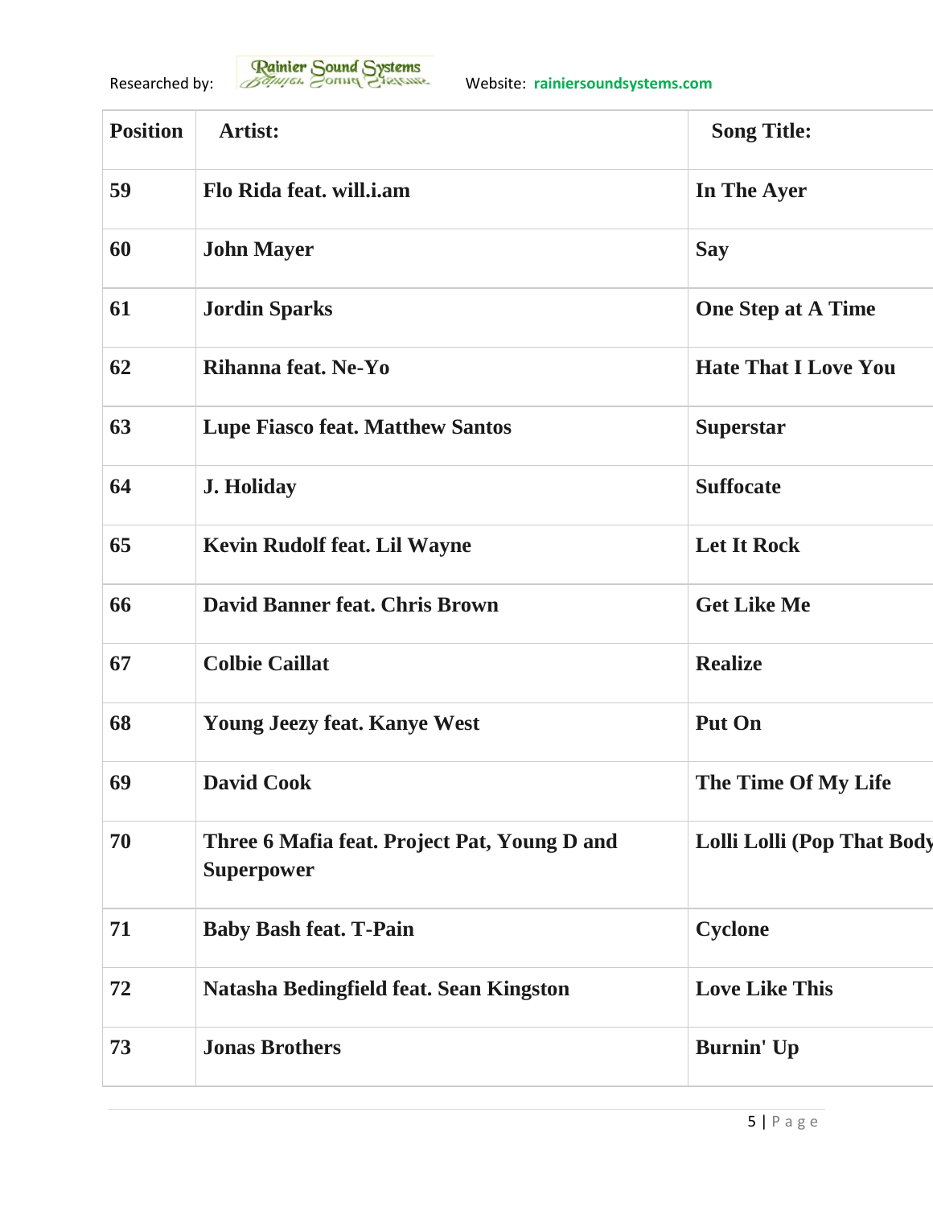Researched by: Rainier Sound Systems Website: rainiersoundsystems.com

| Position | Artist: | Song Title: |
|---|---|---|
| 59 | Flo Rida feat. will.i.am | In The Ayer |
| 60 | John Mayer | Say |
| 61 | Jordin Sparks | One Step at A Time |
| 62 | Rihanna feat. Ne-Yo | Hate That I Love You |
| 63 | Lupe Fiasco feat. Matthew Santos | Superstar |
| 64 | J. Holiday | Suffocate |
| 65 | Kevin Rudolf feat. Lil Wayne | Let It Rock |
| 66 | David Banner feat. Chris Brown | Get Like Me |
| 67 | Colbie Caillat | Realize |
| 68 | Young Jeezy feat. Kanye West | Put On |
| 69 | David Cook | The Time Of My Life |
| 70 | Three 6 Mafia feat. Project Pat, Young D and Superpower | Lolli Lolli (Pop That Body |
| 71 | Baby Bash feat. T-Pain | Cyclone |
| 72 | Natasha Bedingfield feat. Sean Kingston | Love Like This |
| 73 | Jonas Brothers | Burnin' Up |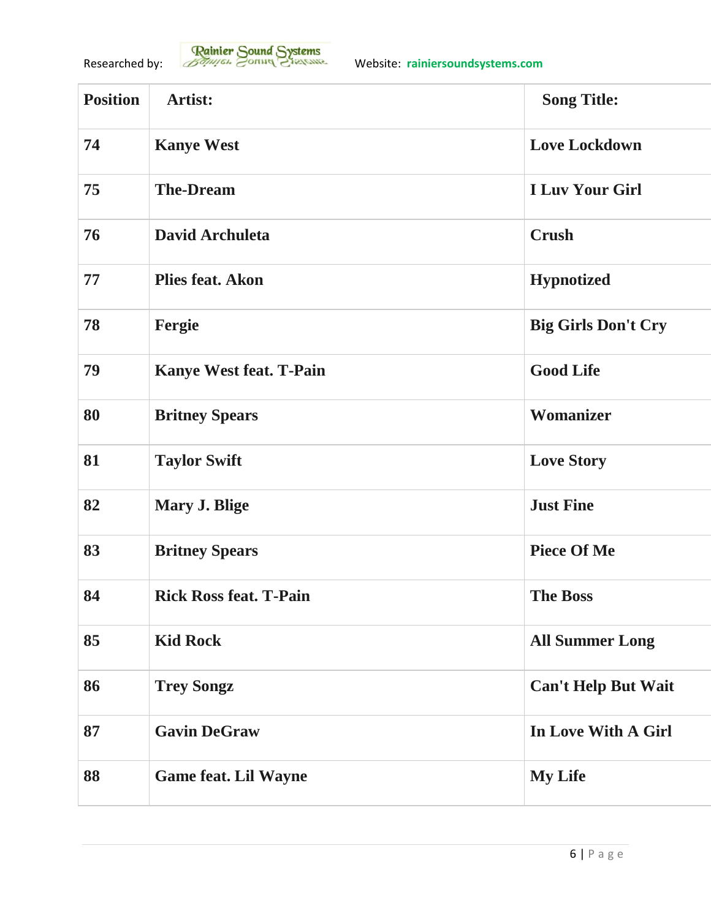Researched by: Rainier Sound Systems Website: rainiersoundsystems.com

| Position | Artist: | Song Title: |
|---|---|---|
| 74 | Kanye West | Love Lockdown |
| 75 | The-Dream | I Luv Your Girl |
| 76 | David Archuleta | Crush |
| 77 | Plies feat. Akon | Hypnotized |
| 78 | Fergie | Big Girls Don't Cry |
| 79 | Kanye West feat. T-Pain | Good Life |
| 80 | Britney Spears | Womanizer |
| 81 | Taylor Swift | Love Story |
| 82 | Mary J. Blige | Just Fine |
| 83 | Britney Spears | Piece Of Me |
| 84 | Rick Ross feat. T-Pain | The Boss |
| 85 | Kid Rock | All Summer Long |
| 86 | Trey Songz | Can't Help But Wait |
| 87 | Gavin DeGraw | In Love With A Girl |
| 88 | Game feat. Lil Wayne | My Life |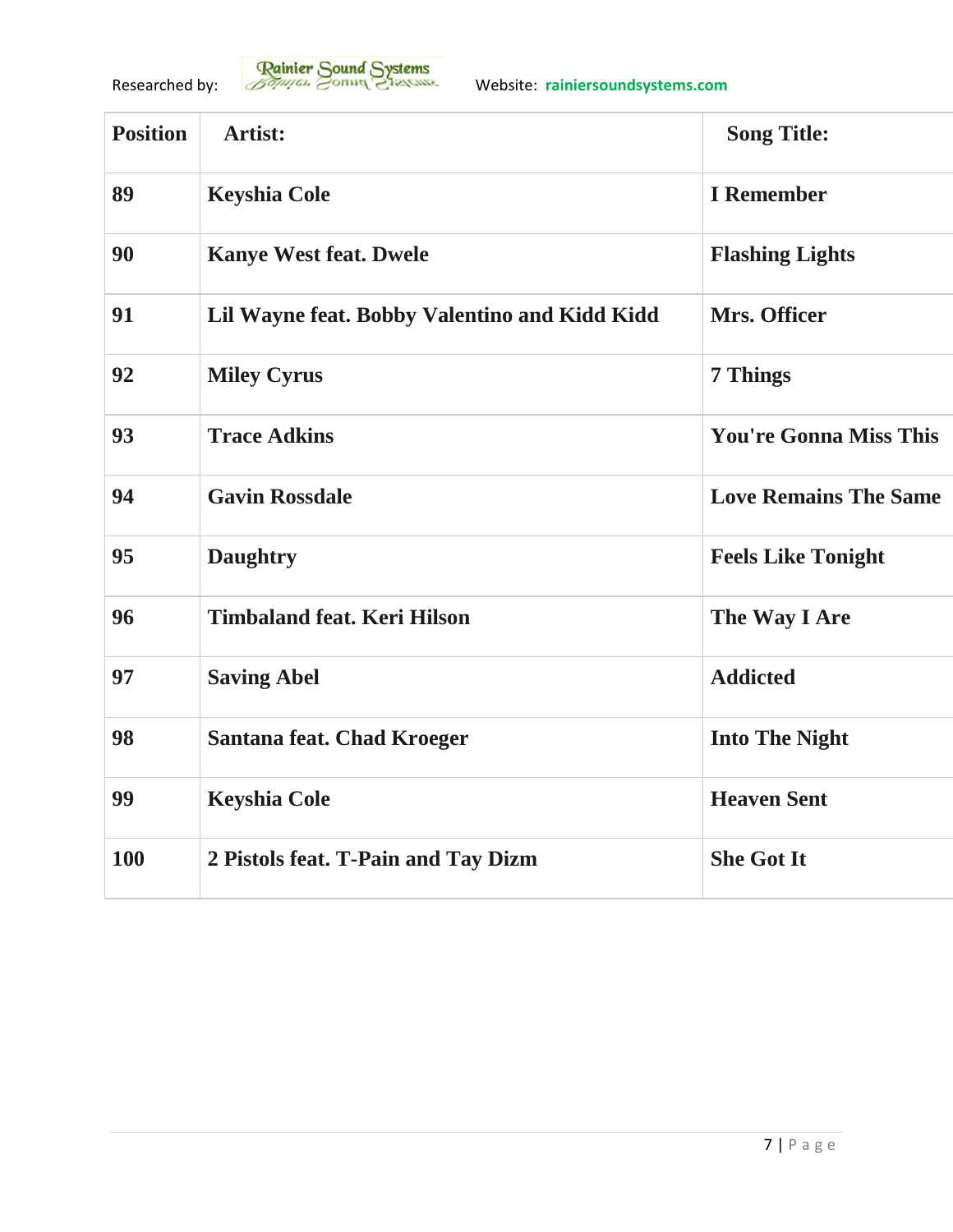| Position | Artist: | Song Title: |
|---|---|---|
| 89 | Keyshia Cole | I Remember |
| 90 | Kanye West feat. Dwele | Flashing Lights |
| 91 | Lil Wayne feat. Bobby Valentino and Kidd Kidd | Mrs. Officer |
| 92 | Miley Cyrus | 7 Things |
| 93 | Trace Adkins | You're Gonna Miss This |
| 94 | Gavin Rossdale | Love Remains The Same |
| 95 | Daughtry | Feels Like Tonight |
| 96 | Timbaland feat. Keri Hilson | The Way I Are |
| 97 | Saving Abel | Addicted |
| 98 | Santana feat. Chad Kroeger | Into The Night |
| 99 | Keyshia Cole | Heaven Sent |
| 100 | 2 Pistols feat. T-Pain and Tay Dizm | She Got It |